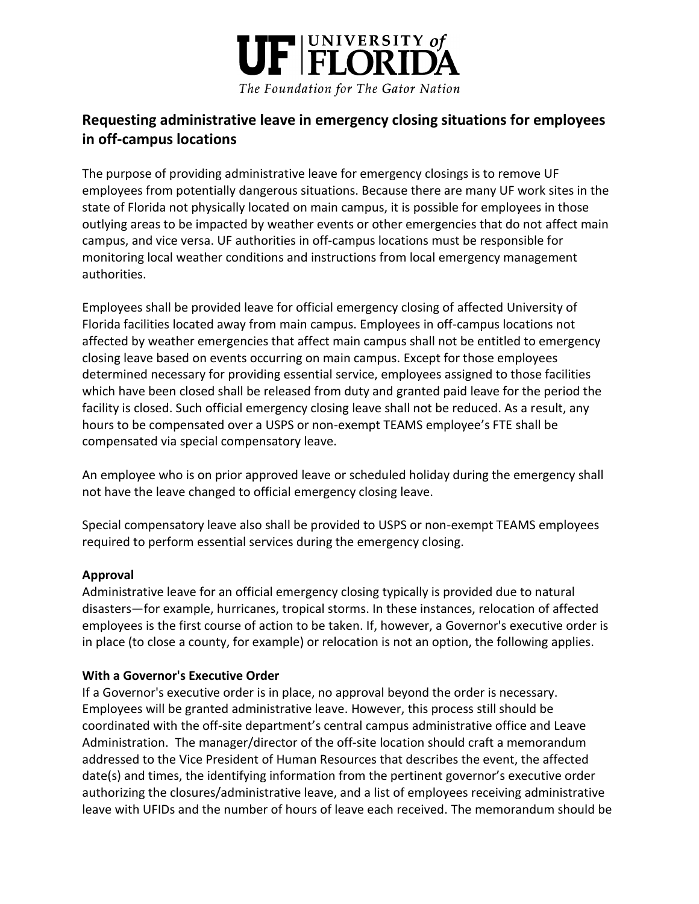UF | UNIVERSITY of FLORIDA

*The Foundation for The Gator Nation*

## Requesting administrative leave in emergency closing situations for employees in off-campus locations

The purpose of providing administrative leave for emergency closings is to remove UF employees from potentially dangerous situations. Because there are many UF work sites in the state of Florida not physically located on main campus, it is possible for employees in those outlying areas to be impacted by weather events or other emergencies that do not affect main campus, and vice versa. UF authorities in off-campus locations must be responsible for monitoring local weather conditions and instructions from local emergency management authorities.

Employees shall be provided leave for official emergency closing of affected University of Florida facilities located away from main campus. Employees in off-campus locations not affected by weather emergencies that affect main campus shall not be entitled to emergency closing leave based on events occurring on main campus. Except for those employees determined necessary for providing essential service, employees assigned to those facilities which have been closed shall be released from duty and granted paid leave for the period the facility is closed. Such official emergency closing leave shall not be reduced. As a result, any hours to be compensated over a USPS or non-exempt TEAMS employee's FTE shall be compensated via special compensatory leave.

An employee who is on prior approved leave or scheduled holiday during the emergency shall not have the leave changed to official emergency closing leave.

Special compensatory leave also shall be provided to USPS or non-exempt TEAMS employees required to perform essential services during the emergency closing.

**Approval**

Administrative leave for an official emergency closing typically is provided due to natural disasters—for example, hurricanes, tropical storms. In these instances, relocation of affected employees is the first course of action to be taken. If, however, a Governor's executive order is in place (to close a county, for example) or relocation is not an option, the following applies.

**With a Governor's Executive Order**

If a Governor's executive order is in place, no approval beyond the order is necessary. Employees will be granted administrative leave. However, this process still should be coordinated with the off-site department's central campus administrative office and Leave Administration. The manager/director of the off-site location should craft a memorandum addressed to the Vice President of Human Resources that describes the event, the affected date(s) and times, the identifying information from the pertinent governor's executive order authorizing the closures/administrative leave, and a list of employees receiving administrative leave with UFIDs and the number of hours of leave each received. The memorandum should be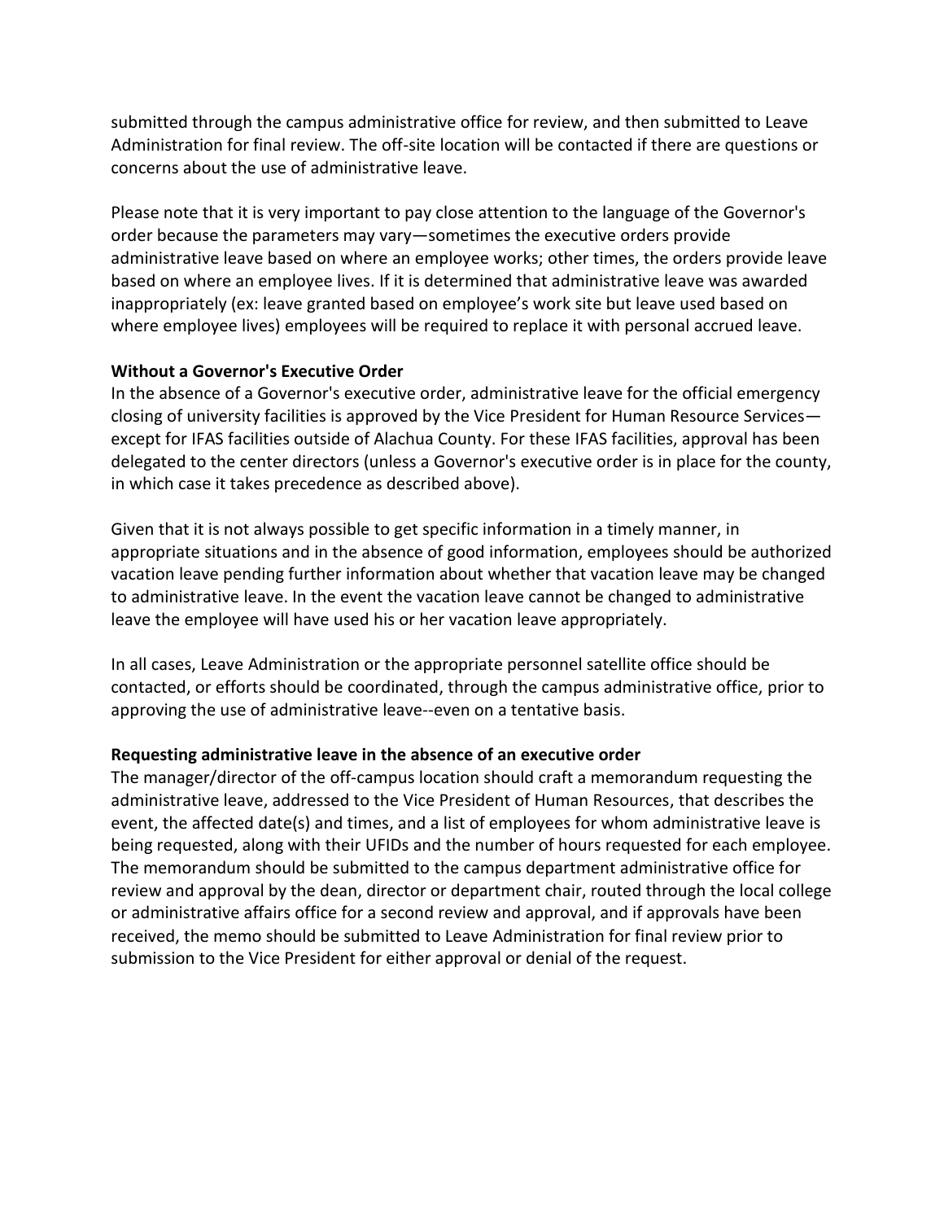submitted through the campus administrative office for review, and then submitted to Leave Administration for final review. The off-site location will be contacted if there are questions or concerns about the use of administrative leave.

Please note that it is very important to pay close attention to the language of the Governor's order because the parameters may vary—sometimes the executive orders provide administrative leave based on where an employee works; other times, the orders provide leave based on where an employee lives. If it is determined that administrative leave was awarded inappropriately (ex: leave granted based on employee's work site but leave used based on where employee lives) employees will be required to replace it with personal accrued leave.

**Without a Governor's Executive Order**

In the absence of a Governor's executive order, administrative leave for the official emergency closing of university facilities is approved by the Vice President for Human Resource Services—except for IFAS facilities outside of Alachua County. For these IFAS facilities, approval has been delegated to the center directors (unless a Governor's executive order is in place for the county, in which case it takes precedence as described above).

Given that it is not always possible to get specific information in a timely manner, in appropriate situations and in the absence of good information, employees should be authorized vacation leave pending further information about whether that vacation leave may be changed to administrative leave. In the event the vacation leave cannot be changed to administrative leave the employee will have used his or her vacation leave appropriately.

In all cases, Leave Administration or the appropriate personnel satellite office should be contacted, or efforts should be coordinated, through the campus administrative office, prior to approving the use of administrative leave--even on a tentative basis.

**Requesting administrative leave in the absence of an executive order**

The manager/director of the off-campus location should craft a memorandum requesting the administrative leave, addressed to the Vice President of Human Resources, that describes the event, the affected date(s) and times, and a list of employees for whom administrative leave is being requested, along with their UFIDs and the number of hours requested for each employee. The memorandum should be submitted to the campus department administrative office for review and approval by the dean, director or department chair, routed through the local college or administrative affairs office for a second review and approval, and if approvals have been received, the memo should be submitted to Leave Administration for final review prior to submission to the Vice President for either approval or denial of the request.